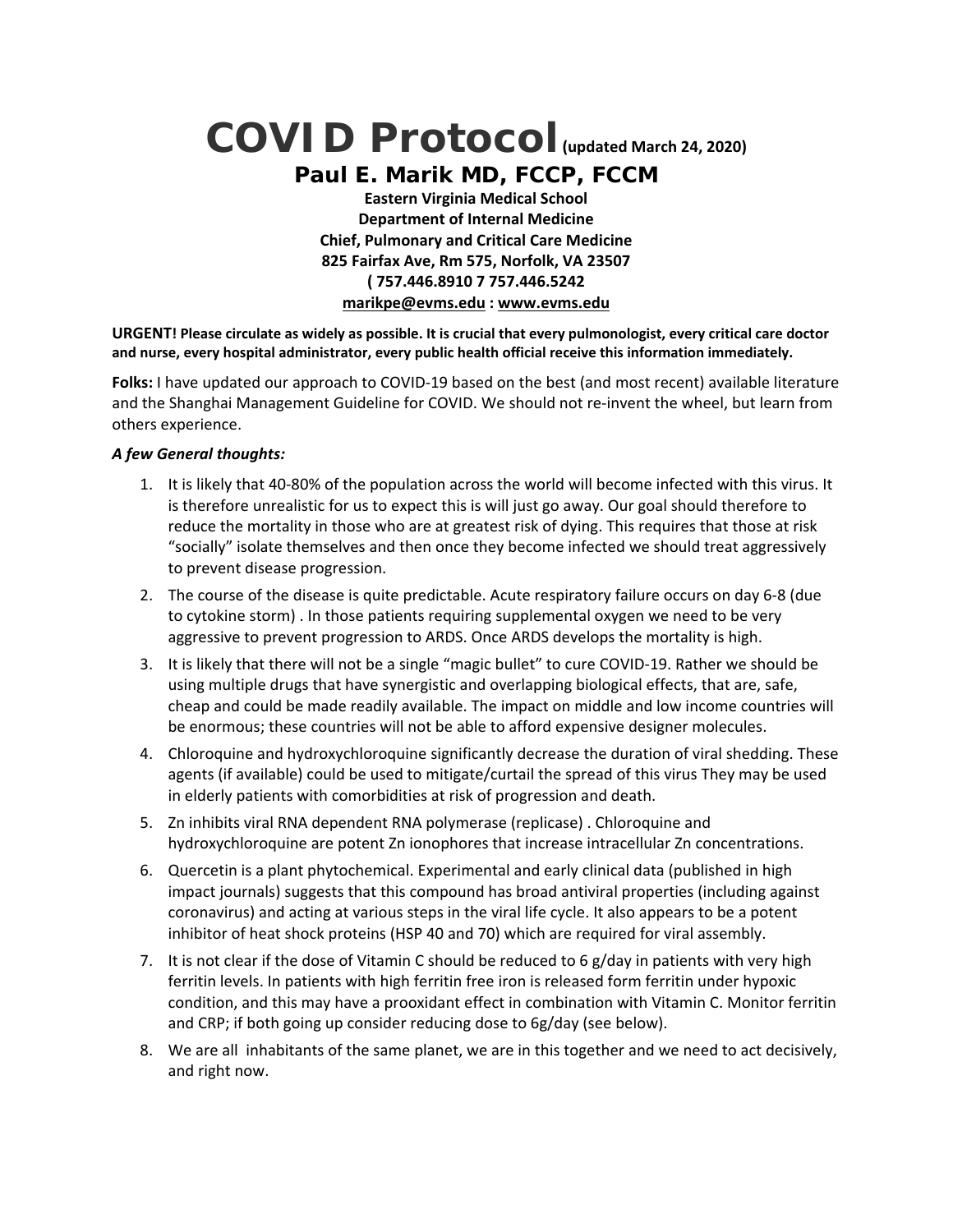# COVID Protocol (updated March 24, 2020)

## Paul E. Marik MD, FCCP, FCCM

**Eastern Virginia Medical School**
**Department of Internal Medicine**
**Chief, Pulmonary and Critical Care Medicine**
**825 Fairfax Ave, Rm 575, Norfolk, VA 23507**
**( 757.446.8910 7 757.446.5242**
**marikpe@evms.edu : www.evms.edu**

**URGENT! Please circulate as widely as possible. It is crucial that every pulmonologist, every critical care doctor and nurse, every hospital administrator, every public health official receive this information immediately.**

**Folks:** I have updated our approach to COVID-19 based on the best (and most recent) available literature and the Shanghai Management Guideline for COVID. We should not re-invent the wheel, but learn from others experience.

***A few General thoughts:***

1. It is likely that 40-80% of the population across the world will become infected with this virus. It is therefore unrealistic for us to expect this is will just go away. Our goal should therefore to reduce the mortality in those who are at greatest risk of dying. This requires that those at risk "socially" isolate themselves and then once they become infected we should treat aggressively to prevent disease progression.
2. The course of the disease is quite predictable. Acute respiratory failure occurs on day 6-8 (due to cytokine storm) . In those patients requiring supplemental oxygen we need to be very aggressive to prevent progression to ARDS. Once ARDS develops the mortality is high.
3. It is likely that there will not be a single "magic bullet" to cure COVID-19. Rather we should be using multiple drugs that have synergistic and overlapping biological effects, that are, safe, cheap and could be made readily available. The impact on middle and low income countries will be enormous; these countries will not be able to afford expensive designer molecules.
4. Chloroquine and hydroxychloroquine significantly decrease the duration of viral shedding. These agents (if available) could be used to mitigate/curtail the spread of this virus They may be used in elderly patients with comorbidities at risk of progression and death.
5. Zn inhibits viral RNA dependent RNA polymerase (replicase) . Chloroquine and hydroxychloroquine are potent Zn ionophores that increase intracellular Zn concentrations.
6. Quercetin is a plant phytochemical. Experimental and early clinical data (published in high impact journals) suggests that this compound has broad antiviral properties (including against coronavirus) and acting at various steps in the viral life cycle. It also appears to be a potent inhibitor of heat shock proteins (HSP 40 and 70) which are required for viral assembly.
7. It is not clear if the dose of Vitamin C should be reduced to 6 g/day in patients with very high ferritin levels. In patients with high ferritin free iron is released form ferritin under hypoxic condition, and this may have a prooxidant effect in combination with Vitamin C. Monitor ferritin and CRP; if both going up consider reducing dose to 6g/day (see below).
8. We are all inhabitants of the same planet, we are in this together and we need to act decisively, and right now.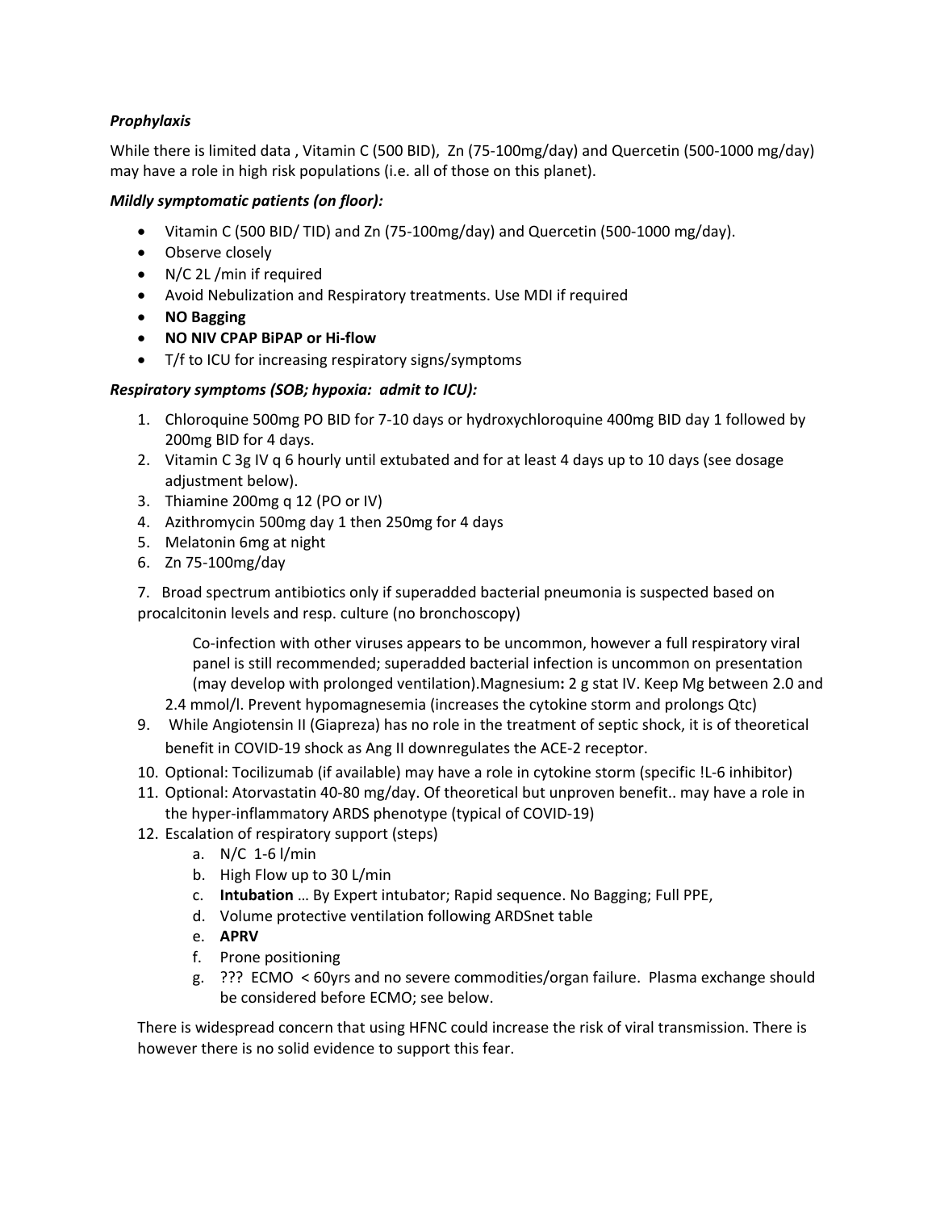***Prophylaxis***

While there is limited data , Vitamin C (500 BID), Zn (75-100mg/day) and Quercetin (500-1000 mg/day) may have a role in high risk populations (i.e. all of those on this planet).

***Mildly symptomatic patients (on floor):***

- Vitamin C (500 BID/ TID) and Zn (75-100mg/day) and Quercetin (500-1000 mg/day).
- Observe closely
- N/C 2L /min if required
- Avoid Nebulization and Respiratory treatments. Use MDI if required
- **NO Bagging**
- **NO NIV CPAP BiPAP or Hi-flow**
- T/f to ICU for increasing respiratory signs/symptoms

***Respiratory symptoms (SOB; hypoxia: admit to ICU):***

1. Chloroquine 500mg PO BID for 7-10 days or hydroxychloroquine 400mg BID day 1 followed by 200mg BID for 4 days.
2. Vitamin C 3g IV q 6 hourly until extubated and for at least 4 days up to 10 days (see dosage adjustment below).
3. Thiamine 200mg q 12 (PO or IV)
4. Azithromycin 500mg day 1 then 250mg for 4 days
5. Melatonin 6mg at night
6. Zn 75-100mg/day

7. Broad spectrum antibiotics only if superadded bacterial pneumonia is suspected based on procalcitonin levels and resp. culture (no bronchoscopy)

   Co-infection with other viruses appears to be uncommon, however a full respiratory viral panel is still recommended; superadded bacterial infection is uncommon on presentation (may develop with prolonged ventilation).Magnesium**:** 2 g stat IV. Keep Mg between 2.0 and 2.4 mmol/l. Prevent hypomagnesemia (increases the cytokine storm and prolongs Qtc)

9. While Angiotensin II (Giapreza) has no role in the treatment of septic shock, it is of theoretical benefit in COVID-19 shock as Ang II downregulates the ACE-2 receptor.
10. Optional: Tocilizumab (if available) may have a role in cytokine storm (specific !L-6 inhibitor)
11. Optional: Atorvastatin 40-80 mg/day. Of theoretical but unproven benefit.. may have a role in the hyper-inflammatory ARDS phenotype (typical of COVID-19)
12. Escalation of respiratory support (steps)
    a. N/C 1-6 l/min
    b. High Flow up to 30 L/min
    c. **Intubation** … By Expert intubator; Rapid sequence. No Bagging; Full PPE,
    d. Volume protective ventilation following ARDSnet table
    e. **APRV**
    f. Prone positioning
    g. ??? ECMO < 60yrs and no severe commodities/organ failure. Plasma exchange should be considered before ECMO; see below.

There is widespread concern that using HFNC could increase the risk of viral transmission. There is however there is no solid evidence to support this fear.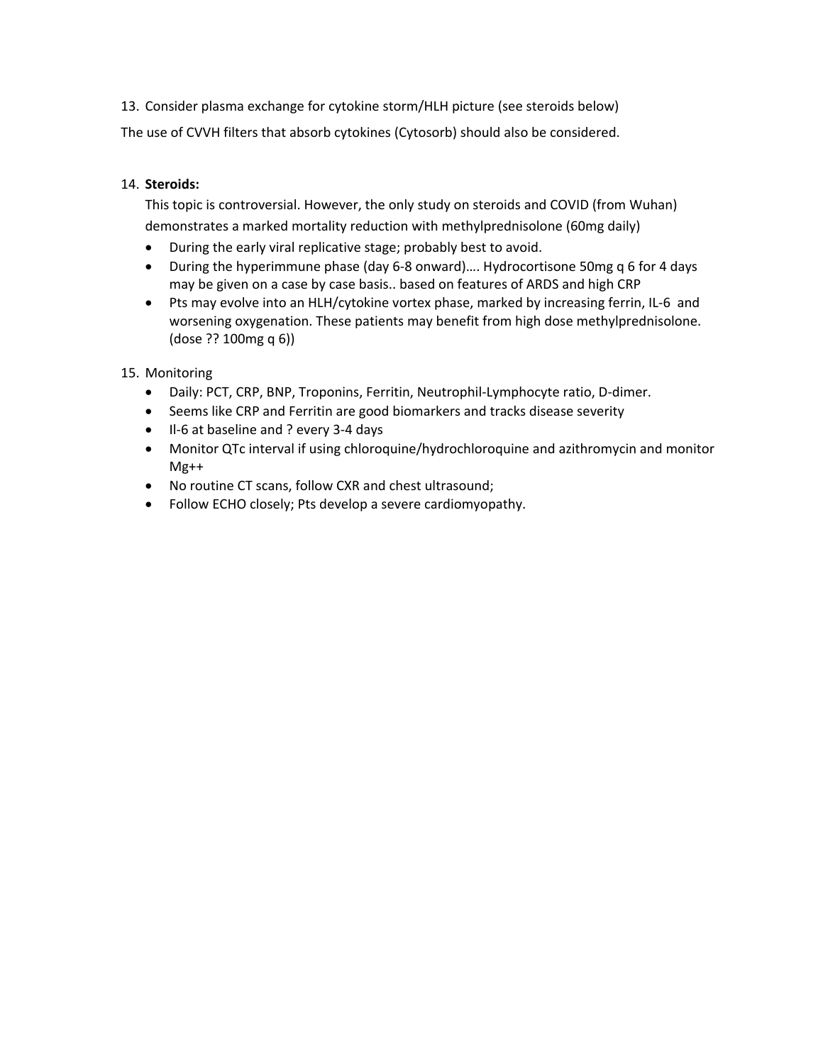13. Consider plasma exchange for cytokine storm/HLH picture (see steroids below)

The use of CVVH filters that absorb cytokines (Cytosorb) should also be considered.

14. **Steroids:**

    This topic is controversial. However, the only study on steroids and COVID (from Wuhan) demonstrates a marked mortality reduction with methylprednisolone (60mg daily)

    - During the early viral replicative stage; probably best to avoid.
    - During the hyperimmune phase (day 6-8 onward)…. Hydrocortisone 50mg q 6 for 4 days may be given on a case by case basis.. based on features of ARDS and high CRP
    - Pts may evolve into an HLH/cytokine vortex phase, marked by increasing ferrin, IL-6 and worsening oxygenation. These patients may benefit from high dose methylprednisolone. (dose ?? 100mg q 6))

15. Monitoring
    - Daily: PCT, CRP, BNP, Troponins, Ferritin, Neutrophil-Lymphocyte ratio, D-dimer.
    - Seems like CRP and Ferritin are good biomarkers and tracks disease severity
    - Il-6 at baseline and ? every 3-4 days
    - Monitor QTc interval if using chloroquine/hydrochloroquine and azithromycin and monitor Mg++
    - No routine CT scans, follow CXR and chest ultrasound;
    - Follow ECHO closely; Pts develop a severe cardiomyopathy.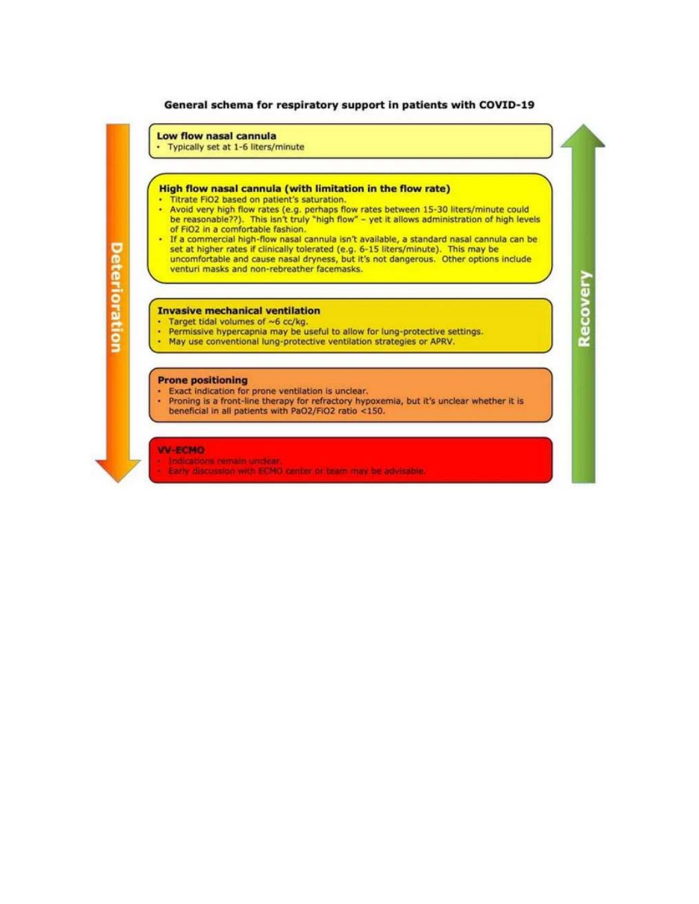## General schema for respiratory support in patients with COVID-19

Deterioration

Recovery

**Low flow nasal cannula**

- Typically set at 1-6 liters/minute

**High flow nasal cannula (with limitation in the flow rate)**

- Titrate $FiO_2$ based on patient's saturation.
- Avoid very high flow rates (e.g. perhaps flow rates between 15-30 liters/minute could be reasonable??). This isn't truly "high flow" – yet it allows administration of high levels of $FiO_2$ in a comfortable fashion.
- If a commercial high-flow nasal cannula isn't available, a standard nasal cannula can be set at higher rates if clinically tolerated (e.g. 6-15 liters/minute). This may be uncomfortable and cause nasal dryness, but it's not dangerous. Other options include venturi masks and non-rebreather facemasks.

**Invasive mechanical ventilation**

- Target tidal volumes of ~6 cc/kg.
- Permissive hypercapnia may be useful to allow for lung-protective settings.
- May use conventional lung-protective ventilation strategies or APRV.

**Prone positioning**

- Exact indication for prone ventilation is unclear.
- Proning is a front-line therapy for refractory hypoxemia, but it's unclear whether it is beneficial in all patients with $PaO_2/FiO_2$ ratio <150.

**VV-ECMO**

- Indications remain unclear.
- Early discussion with ECMO center or team may be advisable.